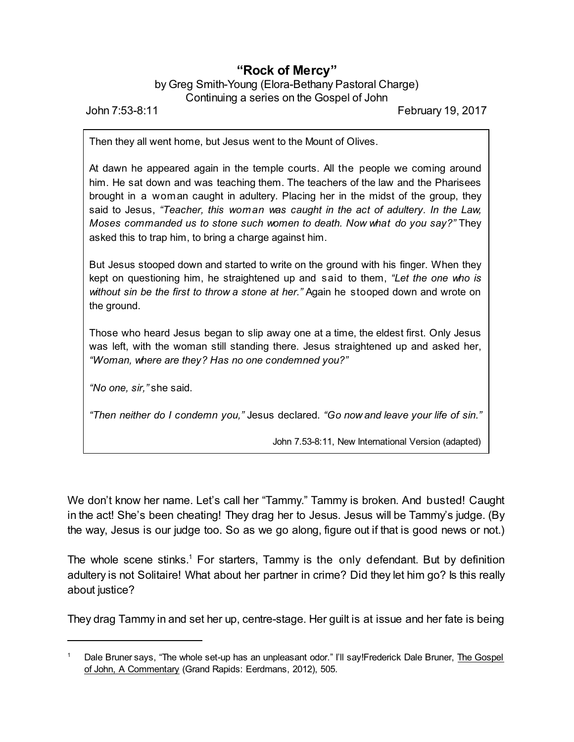# "Rock of Mercy"

by Greg Smith-Young (Elora-Bethany Pastoral Charge)
Continuing a series on the Gospel of John

John 7:53-8:11 February 19, 2017

> Then they all went home, but Jesus went to the Mount of Olives.
>
> At dawn he appeared again in the temple courts. All the people we coming around him. He sat down and was teaching them. The teachers of the law and the Pharisees brought in a woman caught in adultery. Placing her in the midst of the group, they said to Jesus, *"Teacher, this woman was caught in the act of adultery. In the Law, Moses commanded us to stone such women to death. Now what do you say?"* They asked this to trap him, to bring a charge against him.
>
> But Jesus stooped down and started to write on the ground with his finger. When they kept on questioning him, he straightened up and said to them, *"Let the one who is without sin be the first to throw a stone at her."* Again he stooped down and wrote on the ground.
>
> Those who heard Jesus began to slip away one at a time, the eldest first. Only Jesus was left, with the woman still standing there. Jesus straightened up and asked her, *"Woman, where are they? Has no one condemned you?"*
>
> *"No one, sir,"* she said.
>
> *"Then neither do I condemn you,"* Jesus declared. *"Go now and leave your life of sin."*
>
> John 7.53-8:11, New International Version (adapted)

We don't know her name. Let's call her "Tammy." Tammy is broken. And busted! Caught in the act! She's been cheating! They drag her to Jesus. Jesus will be Tammy's judge. (By the way, Jesus is our judge too. So as we go along, figure out if that is good news or not.)

The whole scene stinks.[1] For starters, Tammy is the only defendant. But by definition adultery is not Solitaire! What about her partner in crime? Did they let him go? Is this really about justice?

They drag Tammy in and set her up, centre-stage. Her guilt is at issue and her fate is being

[1] Dale Bruner says, "The whole set-up has an unpleasant odor." I'll say!Frederick Dale Bruner, The Gospel of John, A Commentary (Grand Rapids: Eerdmans, 2012), 505.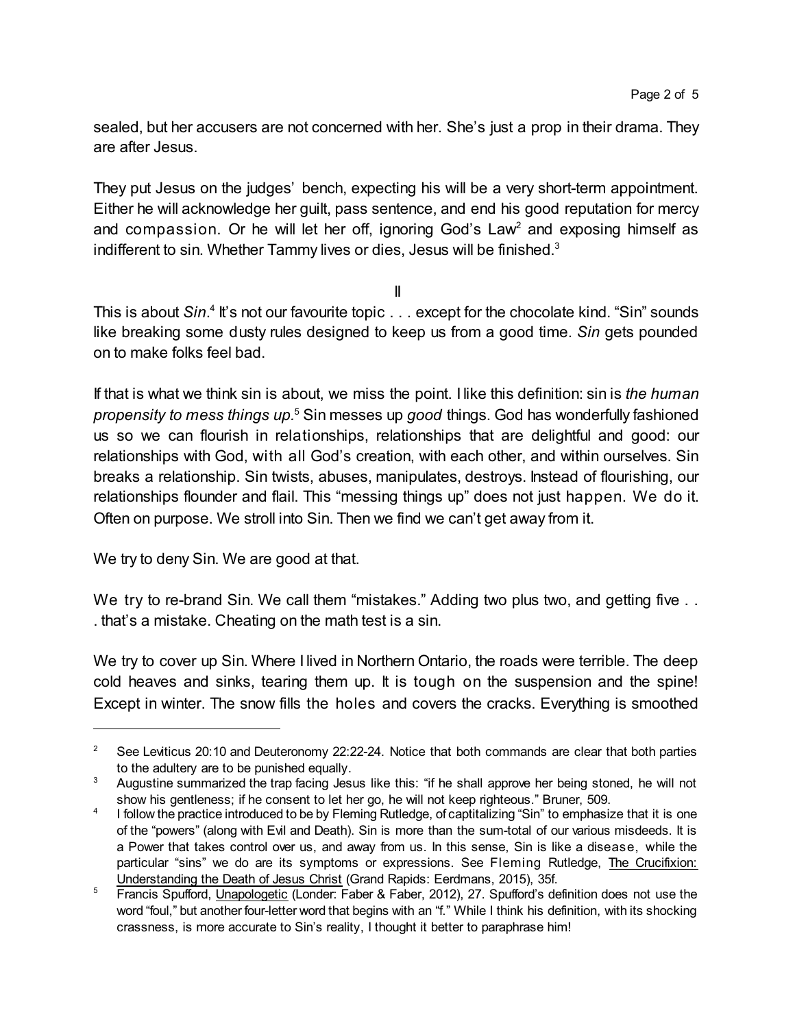sealed, but her accusers are not concerned with her. She's just a prop in their drama. They are after Jesus.

They put Jesus on the judges' bench, expecting his will be a very short-term appointment. Either he will acknowledge her guilt, pass sentence, and end his good reputation for mercy and compassion. Or he will let her off, ignoring God's Law[2] and exposing himself as indifferent to sin. Whether Tammy lives or dies, Jesus will be finished.[3]

II

This is about *Sin*.[4] It's not our favourite topic . . . except for the chocolate kind. "Sin" sounds like breaking some dusty rules designed to keep us from a good time. *Sin* gets pounded on to make folks feel bad.

If that is what we think sin is about, we miss the point. I like this definition: sin is *the human propensity to mess things up*.[5] Sin messes up *good* things. God has wonderfully fashioned us so we can flourish in relationships, relationships that are delightful and good: our relationships with God, with all God's creation, with each other, and within ourselves. Sin breaks a relationship. Sin twists, abuses, manipulates, destroys. Instead of flourishing, our relationships flounder and flail. This "messing things up" does not just happen. We do it. Often on purpose. We stroll into Sin. Then we find we can't get away from it.

We try to deny Sin. We are good at that.

We try to re-brand Sin. We call them "mistakes." Adding two plus two, and getting five . . . that's a mistake. Cheating on the math test is a sin.

We try to cover up Sin. Where I lived in Northern Ontario, the roads were terrible. The deep cold heaves and sinks, tearing them up. It is tough on the suspension and the spine! Except in winter. The snow fills the holes and covers the cracks. Everything is smoothed

---

[2] See Leviticus 20:10 and Deuteronomy 22:22-24. Notice that both commands are clear that both parties to the adultery are to be punished equally.

[3] Augustine summarized the trap facing Jesus like this: "if he shall approve her being stoned, he will not show his gentleness; if he consent to let her go, he will not keep righteous." Bruner, 509.

[4] I follow the practice introduced to be by Fleming Rutledge, of captitalizing "Sin" to emphasize that it is one of the "powers" (along with Evil and Death). Sin is more than the sum-total of our various misdeeds. It is a Power that takes control over us, and away from us. In this sense, Sin is like a disease, while the particular "sins" we do are its symptoms or expressions. See Fleming Rutledge, The Crucifixion: Understanding the Death of Jesus Christ (Grand Rapids: Eerdmans, 2015), 35f.

[5] Francis Spufford, Unapologetic (Londer: Faber & Faber, 2012), 27. Spufford's definition does not use the word "foul," but another four-letter word that begins with an "f." While I think his definition, with its shocking crassness, is more accurate to Sin's reality, I thought it better to paraphrase him!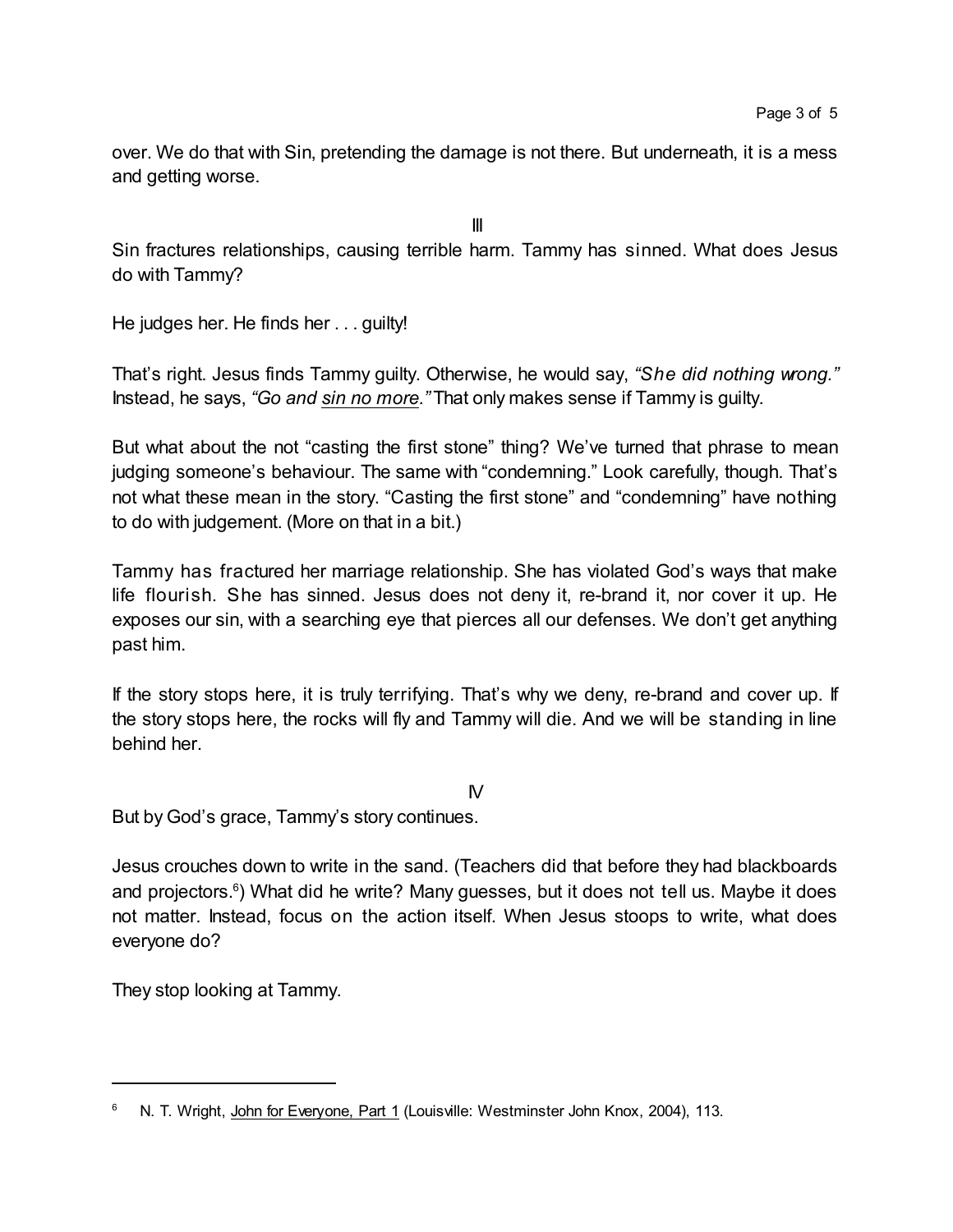over. We do that with Sin, pretending the damage is not there. But underneath, it is a mess and getting worse.

III

Sin fractures relationships, causing terrible harm. Tammy has sinned. What does Jesus do with Tammy?

He judges her. He finds her . . . guilty!

That's right. Jesus finds Tammy guilty. Otherwise, he would say, *"She did nothing wrong."* Instead, he says, *"Go and <u>sin no more</u>."* That only makes sense if Tammy is guilty.

But what about the not "casting the first stone" thing? We've turned that phrase to mean judging someone's behaviour. The same with "condemning." Look carefully, though. That's not what these mean in the story. "Casting the first stone" and "condemning" have nothing to do with judgement. (More on that in a bit.)

Tammy has fractured her marriage relationship. She has violated God's ways that make life flourish. She has sinned. Jesus does not deny it, re-brand it, nor cover it up. He exposes our sin, with a searching eye that pierces all our defenses. We don't get anything past him.

If the story stops here, it is truly terrifying. That's why we deny, re-brand and cover up. If the story stops here, the rocks will fly and Tammy will die. And we will be standing in line behind her.

IV

But by God's grace, Tammy's story continues.

Jesus crouches down to write in the sand. (Teachers did that before they had blackboards and projectors.[6]) What did he write? Many guesses, but it does not tell us. Maybe it does not matter. Instead, focus on the action itself. When Jesus stoops to write, what does everyone do?

They stop looking at Tammy.

---

[6] N. T. Wright, <u>John for Everyone, Part 1</u> (Louisville: Westminster John Knox, 2004), 113.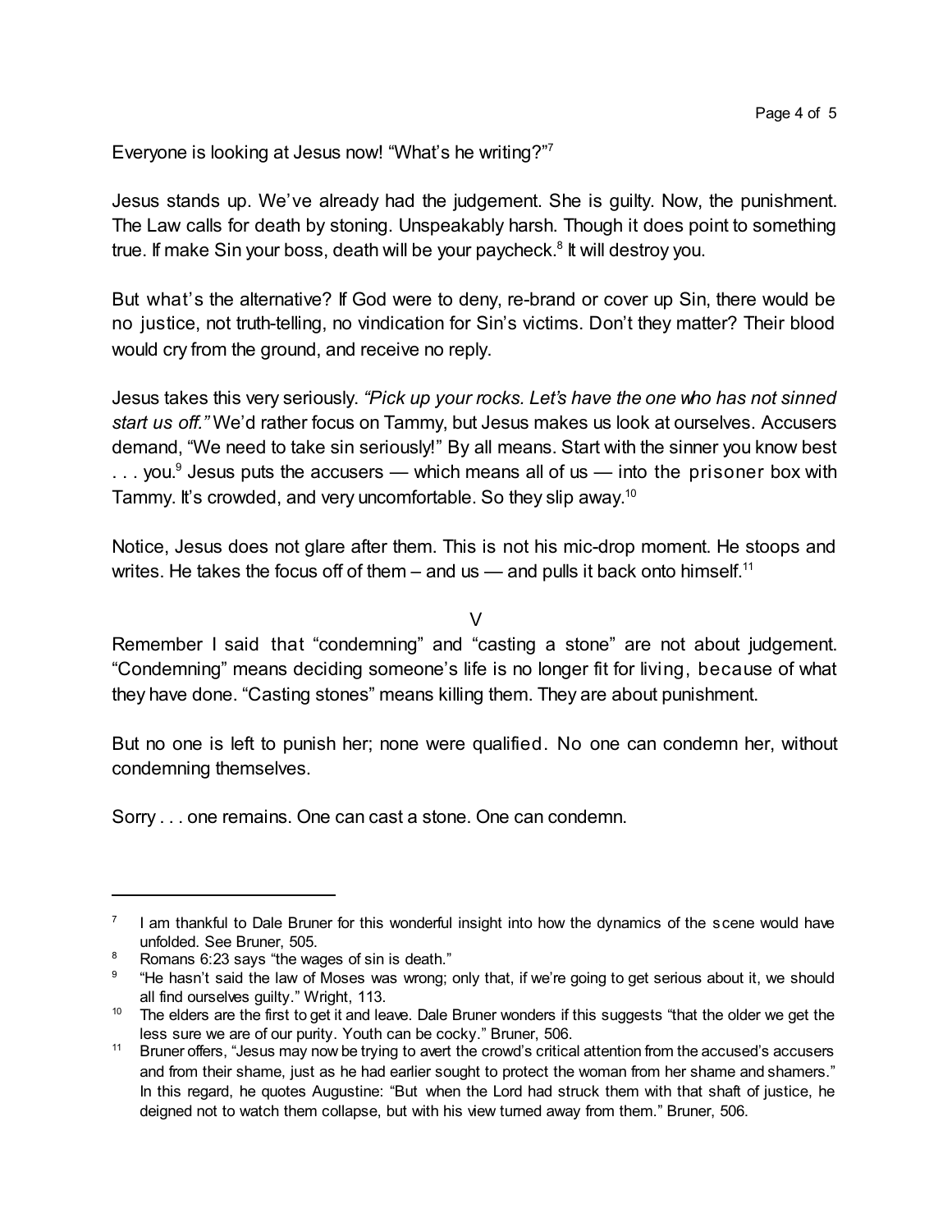Everyone is looking at Jesus now! "What's he writing?"[7]

Jesus stands up. We've already had the judgement. She is guilty. Now, the punishment. The Law calls for death by stoning. Unspeakably harsh. Though it does point to something true. If make Sin your boss, death will be your paycheck.[8] It will destroy you.

But what's the alternative? If God were to deny, re-brand or cover up Sin, there would be no justice, not truth-telling, no vindication for Sin's victims. Don't they matter? Their blood would cry from the ground, and receive no reply.

Jesus takes this very seriously. *"Pick up your rocks. Let's have the one who has not sinned start us off."* We'd rather focus on Tammy, but Jesus makes us look at ourselves. Accusers demand, "We need to take sin seriously!" By all means. Start with the sinner you know best . . . you.[9] Jesus puts the accusers — which means all of us — into the prisoner box with Tammy. It's crowded, and very uncomfortable. So they slip away.[10]

Notice, Jesus does not glare after them. This is not his mic-drop moment. He stoops and writes. He takes the focus off of them – and us — and pulls it back onto himself.[11]

V

Remember I said that "condemning" and "casting a stone" are not about judgement. "Condemning" means deciding someone's life is no longer fit for living, because of what they have done. "Casting stones" means killing them. They are about punishment.

But no one is left to punish her; none were qualified. No one can condemn her, without condemning themselves.

Sorry . . . one remains. One can cast a stone. One can condemn.

---

[7] I am thankful to Dale Bruner for this wonderful insight into how the dynamics of the scene would have unfolded. See Bruner, 505.

[8] Romans 6:23 says "the wages of sin is death."

[9] "He hasn't said the law of Moses was wrong; only that, if we're going to get serious about it, we should all find ourselves guilty." Wright, 113.

[10] The elders are the first to get it and leave. Dale Bruner wonders if this suggests "that the older we get the less sure we are of our purity. Youth can be cocky." Bruner, 506.

[11] Bruner offers, "Jesus may now be trying to avert the crowd's critical attention from the accused's accusers and from their shame, just as he had earlier sought to protect the woman from her shame and shamers." In this regard, he quotes Augustine: "But when the Lord had struck them with that shaft of justice, he deigned not to watch them collapse, but with his view turned away from them." Bruner, 506.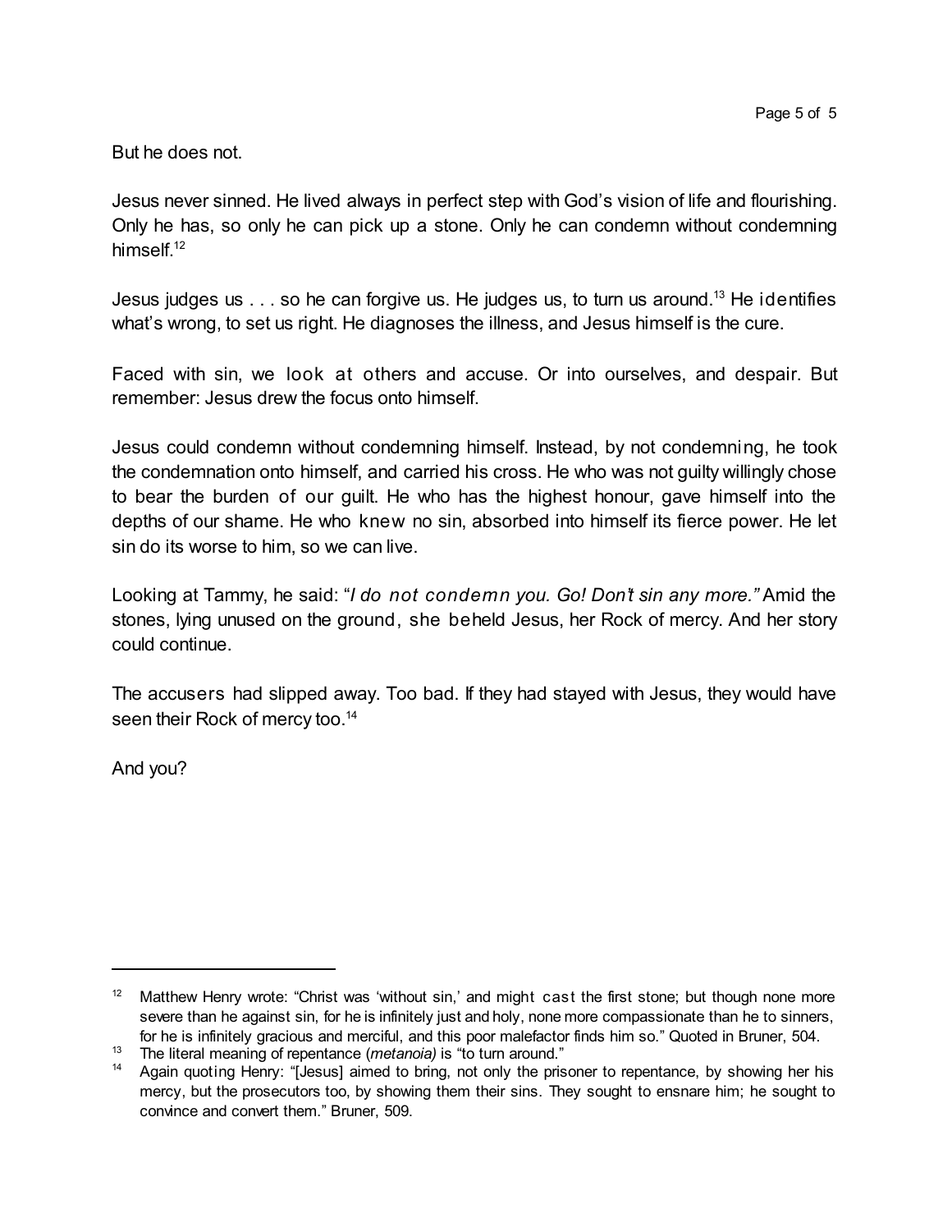But he does not.

Jesus never sinned. He lived always in perfect step with God's vision of life and flourishing. Only he has, so only he can pick up a stone. Only he can condemn without condemning himself.[12]

Jesus judges us . . . so he can forgive us. He judges us, to turn us around.[13] He identifies what's wrong, to set us right. He diagnoses the illness, and Jesus himself is the cure.

Faced with sin, we look at others and accuse. Or into ourselves, and despair. But remember: Jesus drew the focus onto himself.

Jesus could condemn without condemning himself. Instead, by not condemning, he took the condemnation onto himself, and carried his cross. He who was not guilty willingly chose to bear the burden of our guilt. He who has the highest honour, gave himself into the depths of our shame. He who knew no sin, absorbed into himself its fierce power. He let sin do its worse to him, so we can live.

Looking at Tammy, he said: "*I do not condemn you. Go! Don't sin any more."* Amid the stones, lying unused on the ground, she beheld Jesus, her Rock of mercy. And her story could continue.

The accusers had slipped away. Too bad. If they had stayed with Jesus, they would have seen their Rock of mercy too.[14]

And you?

---

[12] Matthew Henry wrote: "Christ was 'without sin,' and might cast the first stone; but though none more severe than he against sin, for he is infinitely just and holy, none more compassionate than he to sinners, for he is infinitely gracious and merciful, and this poor malefactor finds him so." Quoted in Bruner, 504.

[13] The literal meaning of repentance (*metanoia)* is "to turn around."

[14] Again quoting Henry: "[Jesus] aimed to bring, not only the prisoner to repentance, by showing her his mercy, but the prosecutors too, by showing them their sins. They sought to ensnare him; he sought to convince and convert them." Bruner, 509.